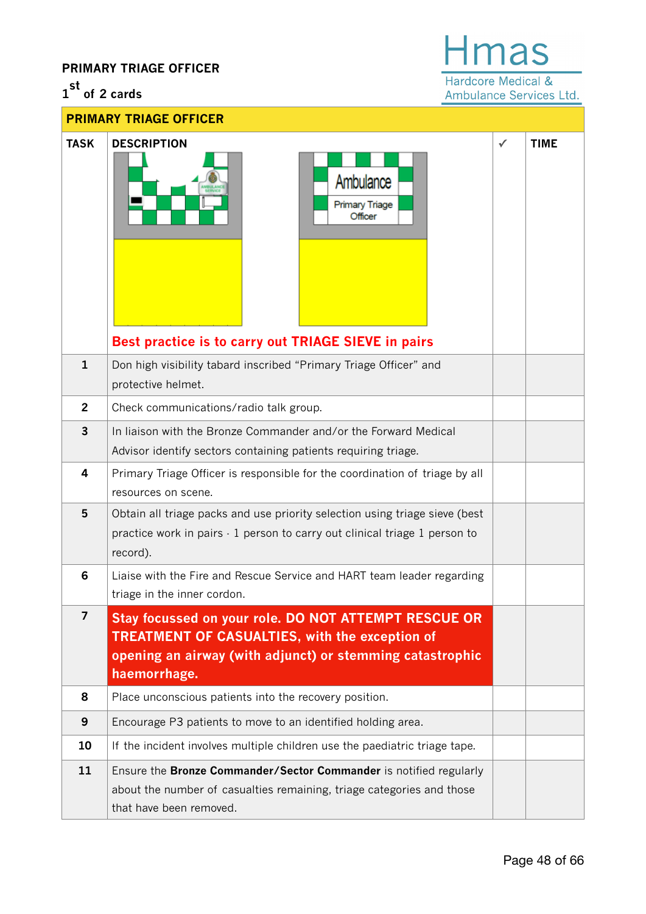**PRIMARY TRIAGE OFFICER**

**1st of 2 cards**

Hmas
Hardcore Medical & Ambulance Services Ltd.

| **PRIMARY TRIAGE OFFICER** | | | |
|---|---|---|---|
| **TASK** | **DESCRIPTION** | ✓ | **TIME** |
| | Ambulance<br>Primary Triage Officer<br><br>**Best practice is to carry out TRIAGE SIEVE in pairs** | | |
| **1** | Don high visibility tabard inscribed “Primary Triage Officer” and protective helmet. | | |
| **2** | Check communications/radio talk group. | | |
| **3** | In liaison with the Bronze Commander and/or the Forward Medical Advisor identify sectors containing patients requiring triage. | | |
| **4** | Primary Triage Officer is responsible for the coordination of triage by all resources on scene. | | |
| **5** | Obtain all triage packs and use priority selection using triage sieve (best practice work in pairs - 1 person to carry out clinical triage 1 person to record). | | |
| **6** | Liaise with the Fire and Rescue Service and HART team leader regarding triage in the inner cordon. | | |
| **7** | **Stay focussed on your role. DO NOT ATTEMPT RESCUE OR TREATMENT OF CASUALTIES, with the exception of opening an airway (with adjunct) or stemming catastrophic haemorrhage.** | | |
| **8** | Place unconscious patients into the recovery position. | | |
| **9** | Encourage P3 patients to move to an identified holding area. | | |
| **10** | If the incident involves multiple children use the paediatric triage tape. | | |
| **11** | Ensure the **Bronze Commander/Sector Commander** is notified regularly about the number of casualties remaining, triage categories and those that have been removed. | | |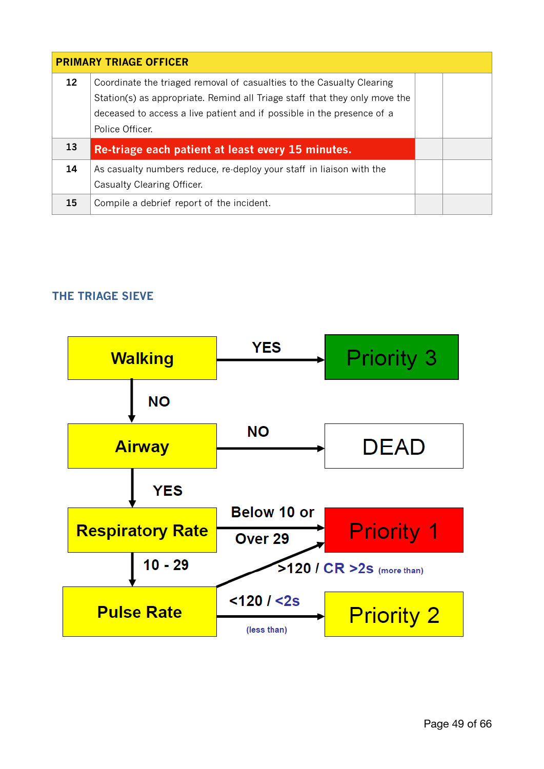| PRIMARY TRIAGE OFFICER | | | |
|---|---|---|---|
| **12** | Coordinate the triaged removal of casualties to the Casualty Clearing Station(s) as appropriate. Remind all Triage staff that they only move the deceased to access a live patient and if possible in the presence of a Police Officer. | | |
| **13** | **Re-triage each patient at least every 15 minutes.** | | |
| **14** | As casualty numbers reduce, re-deploy your staff in liaison with the Casualty Clearing Officer. | | |
| **15** | Compile a debrief report of the incident. | | |

## THE TRIAGE SIEVE

**Walking**

YES

Priority 3

NO

**Airway**

NO

DEAD

YES

**Respiratory Rate**

Below 10 or Over 29

Priority 1

10 - 29

>120 / CR >2s (more than)

**Pulse Rate**

<120 / <2s (less than)

Priority 2